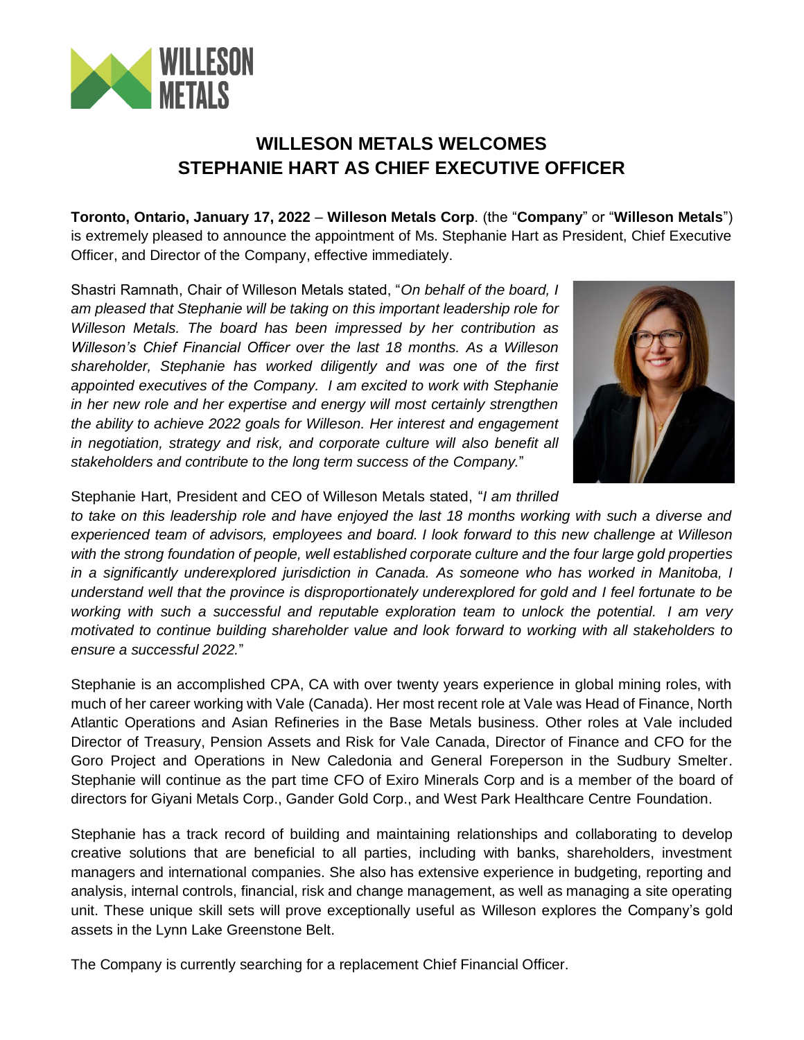# WILLESON METALS WELCOMES STEPHANIE HART AS CHIEF EXECUTIVE OFFICER

**Toronto, Ontario, January 17, 2022** – **Willeson Metals Corp**. (the "**Company**" or "**Willeson Metals**") is extremely pleased to announce the appointment of Ms. Stephanie Hart as President, Chief Executive Officer, and Director of the Company, effective immediately.

Shastri Ramnath, Chair of Willeson Metals stated, "*On behalf of the board, I am pleased that Stephanie will be taking on this important leadership role for Willeson Metals. The board has been impressed by her contribution as Willeson's Chief Financial Officer over the last 18 months. As a Willeson shareholder, Stephanie has worked diligently and was one of the first appointed executives of the Company. I am excited to work with Stephanie in her new role and her expertise and energy will most certainly strengthen the ability to achieve 2022 goals for Willeson. Her interest and engagement in negotiation, strategy and risk, and corporate culture will also benefit all stakeholders and contribute to the long term success of the Company.*"

Stephanie Hart, President and CEO of Willeson Metals stated, "*I am thrilled to take on this leadership role and have enjoyed the last 18 months working with such a diverse and experienced team of advisors, employees and board. I look forward to this new challenge at Willeson with the strong foundation of people, well established corporate culture and the four large gold properties in a significantly underexplored jurisdiction in Canada. As someone who has worked in Manitoba, I understand well that the province is disproportionately underexplored for gold and I feel fortunate to be working with such a successful and reputable exploration team to unlock the potential. I am very motivated to continue building shareholder value and look forward to working with all stakeholders to ensure a successful 2022.*"

Stephanie is an accomplished CPA, CA with over twenty years experience in global mining roles, with much of her career working with Vale (Canada). Her most recent role at Vale was Head of Finance, North Atlantic Operations and Asian Refineries in the Base Metals business. Other roles at Vale included Director of Treasury, Pension Assets and Risk for Vale Canada, Director of Finance and CFO for the Goro Project and Operations in New Caledonia and General Foreperson in the Sudbury Smelter. Stephanie will continue as the part time CFO of Exiro Minerals Corp and is a member of the board of directors for Giyani Metals Corp., Gander Gold Corp., and West Park Healthcare Centre Foundation.

Stephanie has a track record of building and maintaining relationships and collaborating to develop creative solutions that are beneficial to all parties, including with banks, shareholders, investment managers and international companies. She also has extensive experience in budgeting, reporting and analysis, internal controls, financial, risk and change management, as well as managing a site operating unit. These unique skill sets will prove exceptionally useful as Willeson explores the Company's gold assets in the Lynn Lake Greenstone Belt.

The Company is currently searching for a replacement Chief Financial Officer.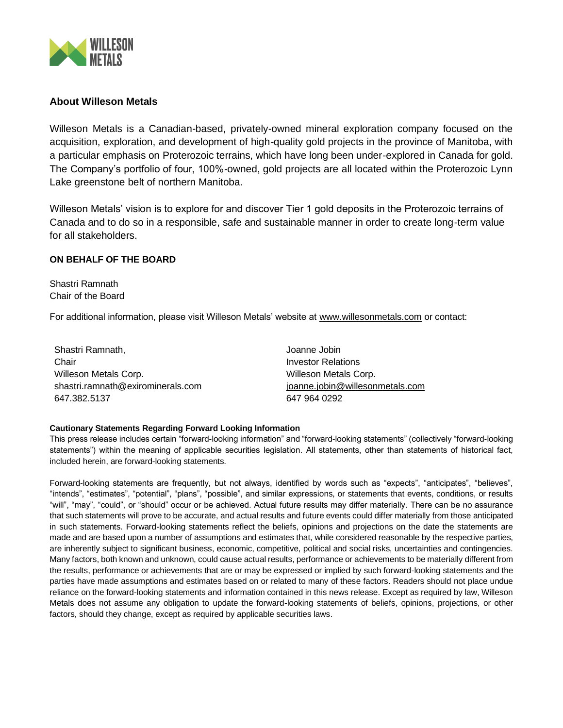WILLESON METALS

### About Willeson Metals

Willeson Metals is a Canadian-based, privately-owned mineral exploration company focused on the acquisition, exploration, and development of high-quality gold projects in the province of Manitoba, with a particular emphasis on Proterozoic terrains, which have long been under-explored in Canada for gold. The Company's portfolio of four, 100%-owned, gold projects are all located within the Proterozoic Lynn Lake greenstone belt of northern Manitoba.

Willeson Metals' vision is to explore for and discover Tier 1 gold deposits in the Proterozoic terrains of Canada and to do so in a responsible, safe and sustainable manner in order to create long-term value for all stakeholders.

**ON BEHALF OF THE BOARD**

Shastri Ramnath
Chair of the Board

For additional information, please visit Willeson Metals' website at www.willesonmetals.com or contact:

Shastri Ramnath,
Chair
Willeson Metals Corp.
shastri.ramnath@exirominerals.com
647.382.5137

Joanne Jobin
Investor Relations
Willeson Metals Corp.
joanne.jobin@willesonmetals.com
647 964 0292

**Cautionary Statements Regarding Forward Looking Information**

This press release includes certain "forward-looking information" and "forward-looking statements" (collectively "forward-looking statements") within the meaning of applicable securities legislation. All statements, other than statements of historical fact, included herein, are forward-looking statements.

Forward-looking statements are frequently, but not always, identified by words such as "expects", "anticipates", "believes", "intends", "estimates", "potential", "plans", "possible", and similar expressions, or statements that events, conditions, or results "will", "may", "could", or "should" occur or be achieved. Actual future results may differ materially. There can be no assurance that such statements will prove to be accurate, and actual results and future events could differ materially from those anticipated in such statements. Forward-looking statements reflect the beliefs, opinions and projections on the date the statements are made and are based upon a number of assumptions and estimates that, while considered reasonable by the respective parties, are inherently subject to significant business, economic, competitive, political and social risks, uncertainties and contingencies. Many factors, both known and unknown, could cause actual results, performance or achievements to be materially different from the results, performance or achievements that are or may be expressed or implied by such forward-looking statements and the parties have made assumptions and estimates based on or related to many of these factors. Readers should not place undue reliance on the forward-looking statements and information contained in this news release. Except as required by law, Willeson Metals does not assume any obligation to update the forward-looking statements of beliefs, opinions, projections, or other factors, should they change, except as required by applicable securities laws.